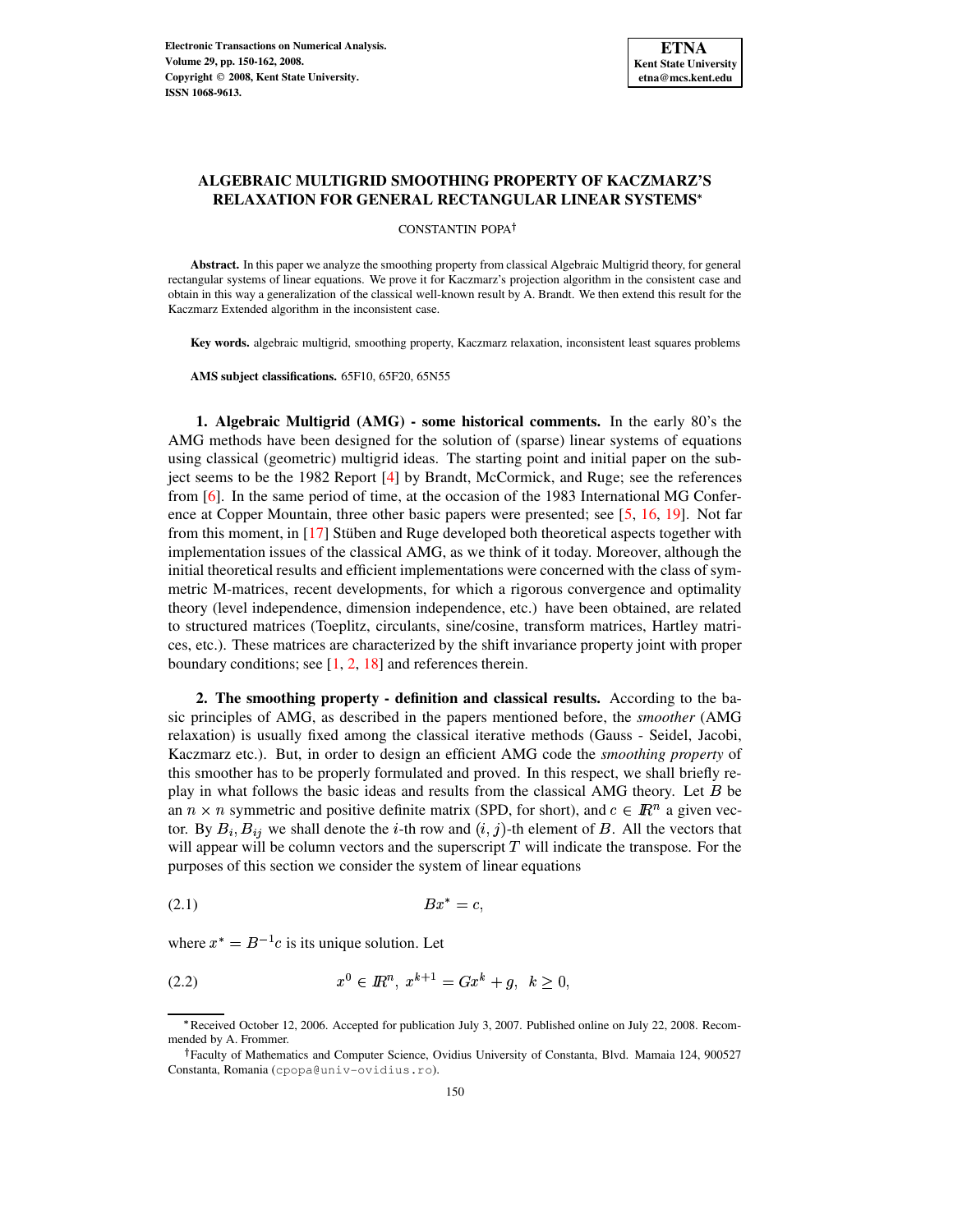# ALGEBRAIC MULTIGRID SMOOTHING PROPERTY OF KACZMARZ'S RELAXATION FOR GENERAL RECTANGULAR LINEAR SYSTEMS*

CONSTANTIN POPA†

**Abstract.** In this paper we analyze the smoothing property from classical Algebraic Multigrid theory, for general rectangular systems of linear equations. We prove it for Kaczmarz's projection algorithm in the consistent case and obtain in this way a generalization of the classical well-known result by A. Brandt. We then extend this result for the Kaczmarz Extended algorithm in the inconsistent case.

**Key words.** algebraic multigrid, smoothing property, Kaczmarz relaxation, inconsistent least squares problems

**AMS subject classifications.** 65F10, 65F20, 65N55

## 1. Algebraic Multigrid (AMG) - some historical comments.

In the early 80's the AMG methods have been designed for the solution of (sparse) linear systems of equations using classical (geometric) multigrid ideas. The starting point and initial paper on the subject seems to be the 1982 Report [4] by Brandt, McCormick, and Ruge; see the references from [6]. In the same period of time, at the occasion of the 1983 International MG Conference at Copper Mountain, three other basic papers were presented; see [5, 16, 19]. Not far from this moment, in [17] Stüben and Ruge developed both theoretical aspects together with implementation issues of the classical AMG, as we think of it today. Moreover, although the initial theoretical results and efficient implementations were concerned with the class of symmetric M-matrices, recent developments, for which a rigorous convergence and optimality theory (level independence, dimension independence, etc.) have been obtained, are related to structured matrices (Toeplitz, circulants, sine/cosine, transform matrices, Hartley matrices, etc.). These matrices are characterized by the shift invariance property joint with proper boundary conditions; see [1, 2, 18] and references therein.

## 2. The smoothing property - definition and classical results.

According to the basic principles of AMG, as described in the papers mentioned before, the *smoother* (AMG relaxation) is usually fixed among the classical iterative methods (Gauss - Seidel, Jacobi, Kaczmarz etc.). But, in order to design an efficient AMG code the *smoothing property* of this smoother has to be properly formulated and proved. In this respect, we shall briefly replay in what follows the basic ideas and results from the classical AMG theory. Let $B$ be an $n \times n$ symmetric and positive definite matrix (SPD, for short), and $c \in I\!R^n$ a given vector. By $B_i, B_{ij}$ we shall denote the $i$-th row and $(i,j)$-th element of $B$. All the vectors that will appear will be column vectors and the superscript $T$ will indicate the transpose. For the purposes of this section we consider the system of linear equations

$$Bx^* = c, \tag{2.1}$$

where $x^* = B^{-1}c$ is its unique solution. Let

$$x^0 \in I\!R^n, \; x^{k+1} = Gx^k + g, \;\; k \geq 0, \tag{2.2}$$

---

*Received October 12, 2006. Accepted for publication July 3, 2007. Published online on July 22, 2008. Recommended by A. Frommer.

†Faculty of Mathematics and Computer Science, Ovidius University of Constanta, Blvd. Mamaia 124, 900527 Constanta, Romania (cpopa@univ-ovidius.ro).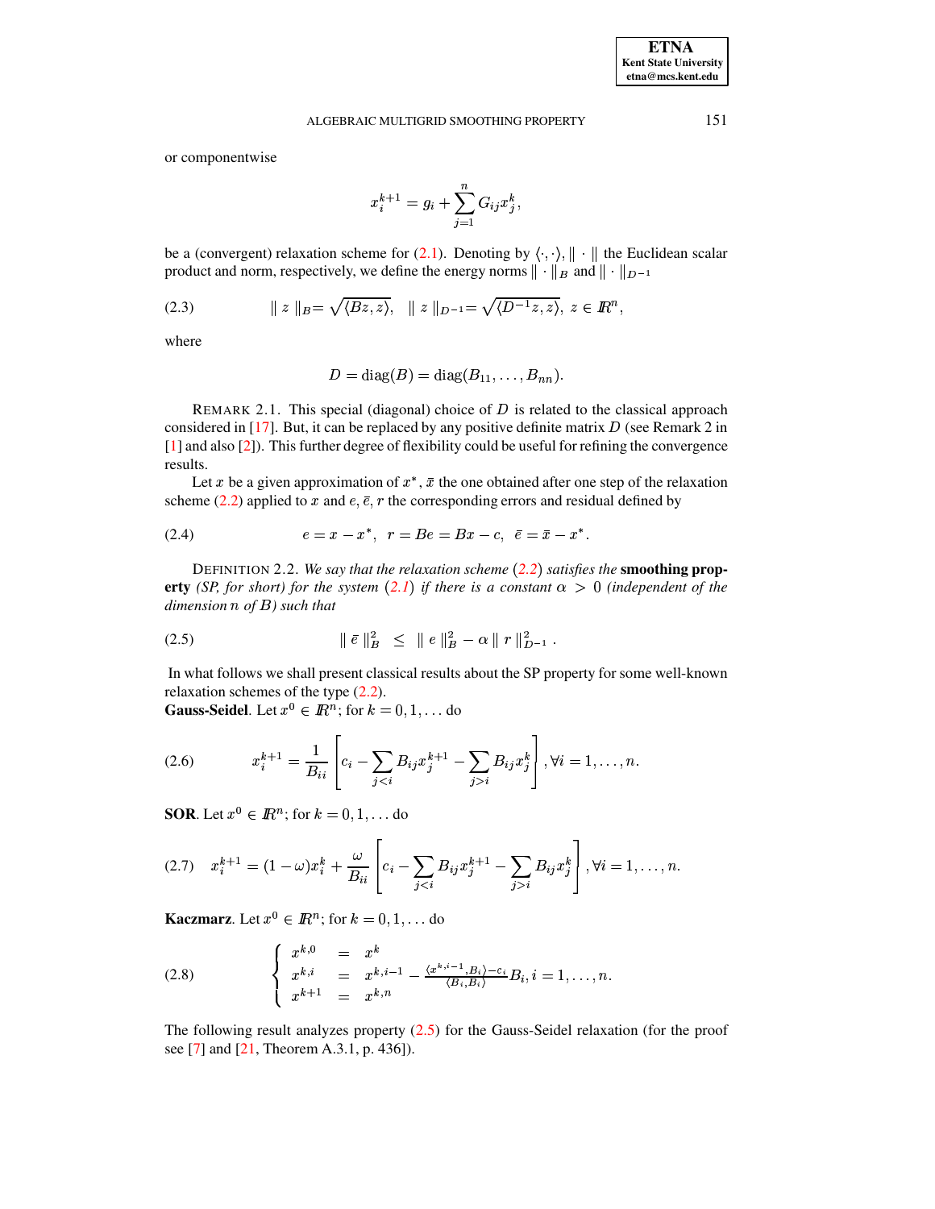or componentwise

$$x_i^{k+1} = g_i + \sum_{j=1}^{n} G_{ij} x_j^k,$$

be a (convergent) relaxation scheme for (2.1). Denoting by $\langle \cdot, \cdot \rangle, \| \cdot \|$ the Euclidean scalar product and norm, respectively, we define the energy norms $\| \cdot \|_B$ and $\| \cdot \|_{D^{-1}}$

$$\| z \|_B = \sqrt{\langle Bz, z \rangle}, \quad \| z \|_{D^{-1}} = \sqrt{\langle D^{-1} z, z \rangle}, \ z \in I\!R^n, \tag{2.3}$$

where

$$D = \text{diag}(B) = \text{diag}(B_{11}, \ldots, B_{nn}).$$

REMARK 2.1. This special (diagonal) choice of $D$ is related to the classical approach considered in [17]. But, it can be replaced by any positive definite matrix $D$ (see Remark 2 in [1] and also [2]). This further degree of flexibility could be useful for refining the convergence results.

Let $x$ be a given approximation of $x^*$, $\bar{x}$ the one obtained after one step of the relaxation scheme (2.2) applied to $x$ and $e, \bar{e}, r$ the corresponding errors and residual defined by

$$e = x - x^*, \ \ r = Be = Bx - c, \ \ \bar{e} = \bar{x} - x^*. \tag{2.4}$$

DEFINITION 2.2. *We say that the relaxation scheme (2.2) satisfies the* **smoothing property** *(SP, for short) for the system (2.1) if there is a constant $\alpha > 0$ (independent of the dimension $n$ of $B$) such that*

$$\| \bar{e} \|_B^2 \ \leq \ \| e \|_B^2 - \alpha \| r \|_{D^{-1}}^2 \ . \tag{2.5}$$

In what follows we shall present classical results about the SP property for some well-known relaxation schemes of the type (2.2).

**Gauss-Seidel**. Let $x^0 \in I\!R^n$; for $k = 0, 1, \ldots$ do

$$x_i^{k+1} = \frac{1}{B_{ii}} \left[ c_i - \sum_{j<i} B_{ij} x_j^{k+1} - \sum_{j>i} B_{ij} x_j^k \right], \forall i = 1, \ldots, n. \tag{2.6}$$

**SOR**. Let $x^0 \in I\!R^n$; for $k = 0, 1, \ldots$ do

$$x_i^{k+1} = (1 - \omega) x_i^k + \frac{\omega}{B_{ii}} \left[ c_i - \sum_{j<i} B_{ij} x_j^{k+1} - \sum_{j>i} B_{ij} x_j^k \right], \forall i = 1, \ldots, n. \tag{2.7}$$

**Kaczmarz**. Let $x^0 \in I\!R^n$; for $k = 0, 1, \ldots$ do

$$\left\{ \begin{array}{lcl} x^{k,0} & = & x^k \\ x^{k,i} & = & x^{k,i-1} - \frac{\langle x^{k,i-1}, B_i \rangle - c_i}{\langle B_i, B_i \rangle} B_i, i = 1, \ldots, n. \\ x^{k+1} & = & x^{k,n} \end{array} \right. \tag{2.8}$$

The following result analyzes property (2.5) for the Gauss-Seidel relaxation (for the proof see [7] and [21, Theorem A.3.1, p. 436]).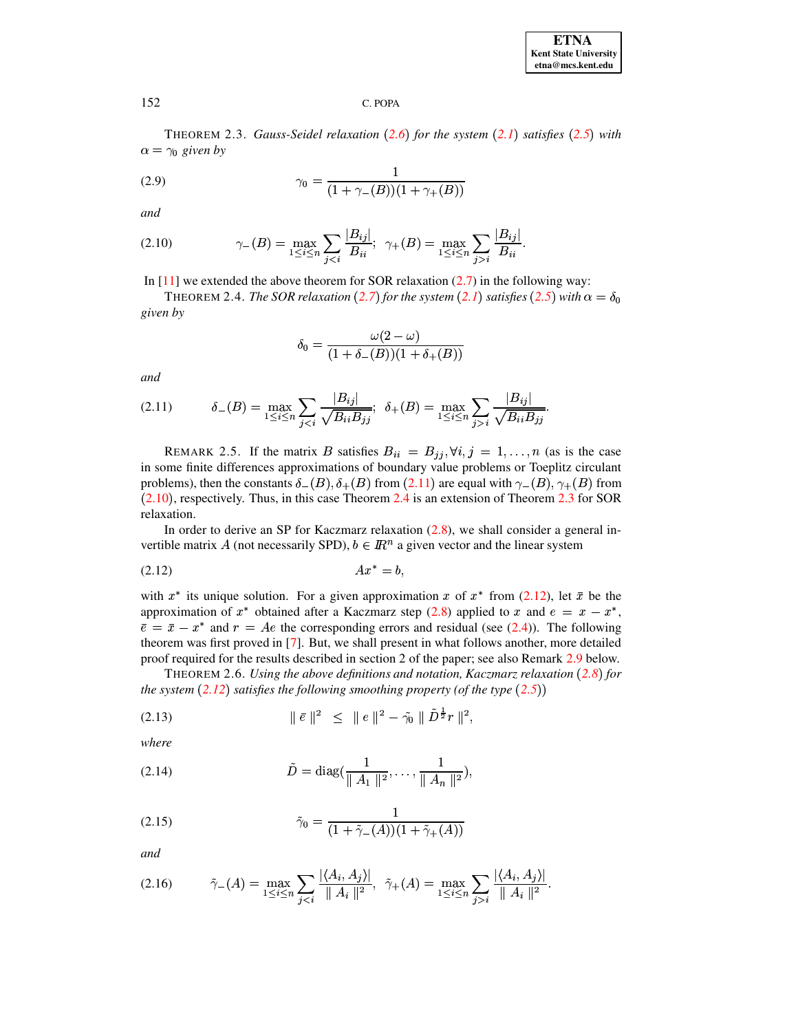THEOREM 2.3. *Gauss-Seidel relaxation (2.6) for the system (2.1) satisfies (2.5) with $\alpha = \gamma_0$ given by*

$$\gamma_0 = \frac{1}{(1+\gamma_-(B))(1+\gamma_+(B))} \tag{2.9}$$

*and*

$$\gamma_-(B) = \max_{1 \leq i \leq n} \sum_{j<i} \frac{|B_{ij}|}{B_{ii}}; \;\; \gamma_+(B) = \max_{1 \leq i \leq n} \sum_{j>i} \frac{|B_{ij}|}{B_{ii}}. \tag{2.10}$$

In [11] we extended the above theorem for SOR relaxation (2.7) in the following way:

THEOREM 2.4. *The SOR relaxation (2.7) for the system (2.1) satisfies (2.5) with $\alpha = \delta_0$ given by*

$$\delta_0 = \frac{\omega(2-\omega)}{(1+\delta_-(B))(1+\delta_+(B))}$$

*and*

$$\delta_-(B) = \max_{1 \leq i \leq n} \sum_{j<i} \frac{|B_{ij}|}{\sqrt{B_{ii}B_{jj}}}; \;\; \delta_+(B) = \max_{1 \leq i \leq n} \sum_{j>i} \frac{|B_{ij}|}{\sqrt{B_{ii}B_{jj}}}. \tag{2.11}$$

REMARK 2.5. If the matrix $B$ satisfies $B_{ii} = B_{jj}, \forall i, j = 1, \ldots, n$ (as is the case in some finite differences approximations of boundary value problems or Toeplitz circulant problems), then the constants $\delta_-(B), \delta_+(B)$ from (2.11) are equal with $\gamma_-(B), \gamma_+(B)$ from (2.10), respectively. Thus, in this case Theorem 2.4 is an extension of Theorem 2.3 for SOR relaxation.

In order to derive an SP for Kaczmarz relaxation (2.8), we shall consider a general invertible matrix $A$ (not necessarily SPD), $b \in \mathbb{R}^n$ a given vector and the linear system

$$Ax^* = b, \tag{2.12}$$

with $x^*$ its unique solution. For a given approximation $x$ of $x^*$ from (2.12), let $\bar{x}$ be the approximation of $x^*$ obtained after a Kaczmarz step (2.8) applied to $x$ and $e = x - x^*$, $\bar{e} = \bar{x} - x^*$ and $r = Ae$ the corresponding errors and residual (see (2.4)). The following theorem was first proved in [7]. But, we shall present in what follows another, more detailed proof required for the results described in section 2 of the paper; see also Remark 2.9 below.

THEOREM 2.6. *Using the above definitions and notation, Kaczmarz relaxation (2.8) for the system (2.12) satisfies the following smoothing property (of the type (2.5))*

$$\| \bar{e} \|^2 \;\; \leq \;\; \| e \|^2 - \tilde{\gamma}_0 \, \| \tilde{D}^{\frac{1}{2}} r \|^2, \tag{2.13}$$

*where*

$$\tilde{D} = \mathrm{diag}(\frac{1}{\| A_1 \|^2}, \ldots, \frac{1}{\| A_n \|^2}), \tag{2.14}$$

$$\tilde{\gamma}_0 = \frac{1}{(1+\tilde{\gamma}_-(A))(1+\tilde{\gamma}_+(A))} \tag{2.15}$$

*and*

$$\tilde{\gamma}_-(A) = \max_{1 \leq i \leq n} \sum_{j<i} \frac{|\langle A_i, A_j \rangle|}{\| A_i \|^2}, \;\; \tilde{\gamma}_+(A) = \max_{1 \leq i \leq n} \sum_{j>i} \frac{|\langle A_i, A_j \rangle|}{\| A_i \|^2}. \tag{2.16}$$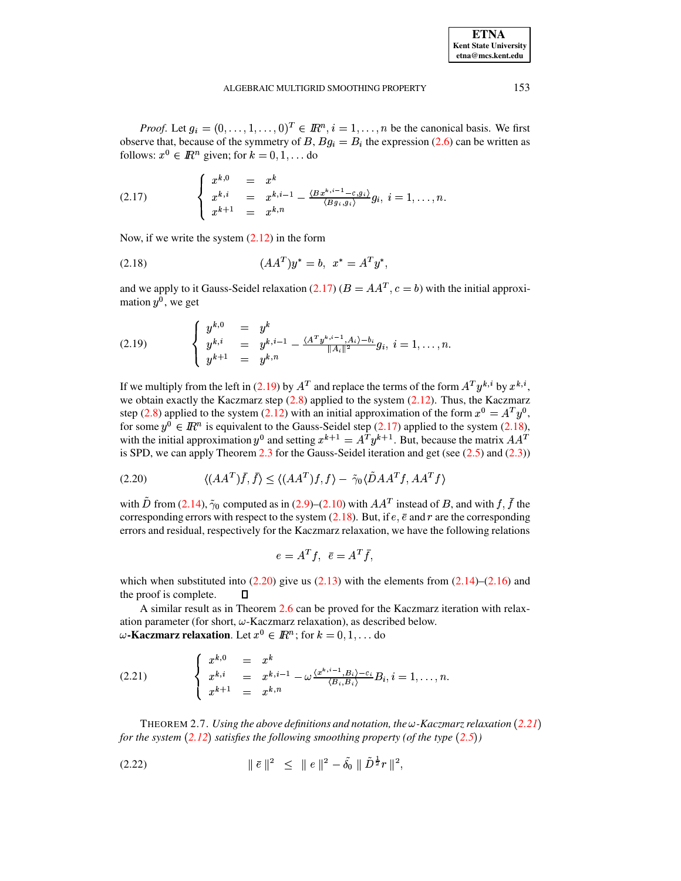*Proof.* Let $g_i = (0, \ldots, 1, \ldots, 0)^T \in I\!R^n$, $i = 1, \ldots, n$ be the canonical basis. We first observe that, because of the symmetry of $B$, $Bg_i = B_i$ the expression (2.6) can be written as follows: $x^0 \in I\!R^n$ given; for $k = 0, 1, \ldots$ do

$$
\text{(2.17)} \qquad \left\{ \begin{array}{lcl} x^{k,0} & = & x^k \\ x^{k,i} & = & x^{k,i-1} - \frac{\langle Bx^{k,i-1} - c, g_i \rangle}{\langle Bg_i, g_i \rangle} g_i, \ i = 1, \ldots, n. \\ x^{k+1} & = & x^{k,n} \end{array} \right.
$$

Now, if we write the system (2.12) in the form

$$
\text{(2.18)} \qquad (AA^T)y^* = b, \ \ x^* = A^T y^*,
$$

and we apply to it Gauss-Seidel relaxation (2.17) ($B = AA^T$, $c = b$) with the initial approximation $y^0$, we get

$$
\text{(2.19)} \qquad \left\{ \begin{array}{lcl} y^{k,0} & = & y^k \\ y^{k,i} & = & y^{k,i-1} - \frac{\langle A^T y^{k,i-1}, A_i \rangle - b_i}{\| A_i \|^2} g_i, \ i = 1, \ldots, n. \\ y^{k+1} & = & y^{k,n} \end{array} \right.
$$

If we multiply from the left in (2.19) by $A^T$ and replace the terms of the form $A^T y^{k,i}$ by $x^{k,i}$, we obtain exactly the Kaczmarz step (2.8) applied to the system (2.12). Thus, the Kaczmarz step (2.8) applied to the system (2.12) with an initial approximation of the form $x^0 = A^T y^0$, for some $y^0 \in I\!R^n$ is equivalent to the Gauss-Seidel step (2.17) applied to the system (2.18), with the initial approximation $y^0$ and setting $x^{k+1} = A^T y^{k+1}$. But, because the matrix $AA^T$ is SPD, we can apply Theorem 2.3 for the Gauss-Seidel iteration and get (see (2.5) and (2.3))

$$
\text{(2.20)} \qquad \langle (AA^T)\bar{f}, \bar{f} \rangle \leq \langle (AA^T)f, f \rangle - \ \tilde{\gamma}_0 \langle \tilde{D} AA^T f, AA^T f \rangle
$$

with $\tilde{D}$ from (2.14), $\tilde{\gamma}_0$ computed as in (2.9)–(2.10) with $AA^T$ instead of $B$, and with $f, \bar{f}$ the corresponding errors with respect to the system (2.18). But, if $e$, $\bar{e}$ and $r$ are the corresponding errors and residual, respectively for the Kaczmarz relaxation, we have the following relations

$$
e = A^T f, \ \ \bar{e} = A^T \bar{f},
$$

which when substituted into (2.20) give us (2.13) with the elements from (2.14)–(2.16) and the proof is complete. ◻

A similar result as in Theorem 2.6 can be proved for the Kaczmarz iteration with relaxation parameter (for short, $\omega$-Kaczmarz relaxation), as described below.
**$\omega$-Kaczmarz relaxation**. Let $x^0 \in I\!R^n$; for $k = 0, 1, \ldots$ do

$$
\text{(2.21)} \qquad \left\{ \begin{array}{lcl} x^{k,0} & = & x^k \\ x^{k,i} & = & x^{k,i-1} - \omega \frac{\langle x^{k,i-1}, B_i \rangle - c_i}{\langle B_i, B_i \rangle} B_i, i = 1, \ldots, n. \\ x^{k+1} & = & x^{k,n} \end{array} \right.
$$

THEOREM 2.7. *Using the above definitions and notation, the $\omega$-Kaczmarz relaxation (2.21) for the system (2.12) satisfies the following smoothing property (of the type (2.5))*

$$
\text{(2.22)} \qquad \| \ \bar{e} \ \|^2 \ \ \leq \ \ \| \ e \ \|^2 - \tilde{\delta}_0 \ \| \ \tilde{D}^{\frac{1}{2}} r \ \|^2,
$$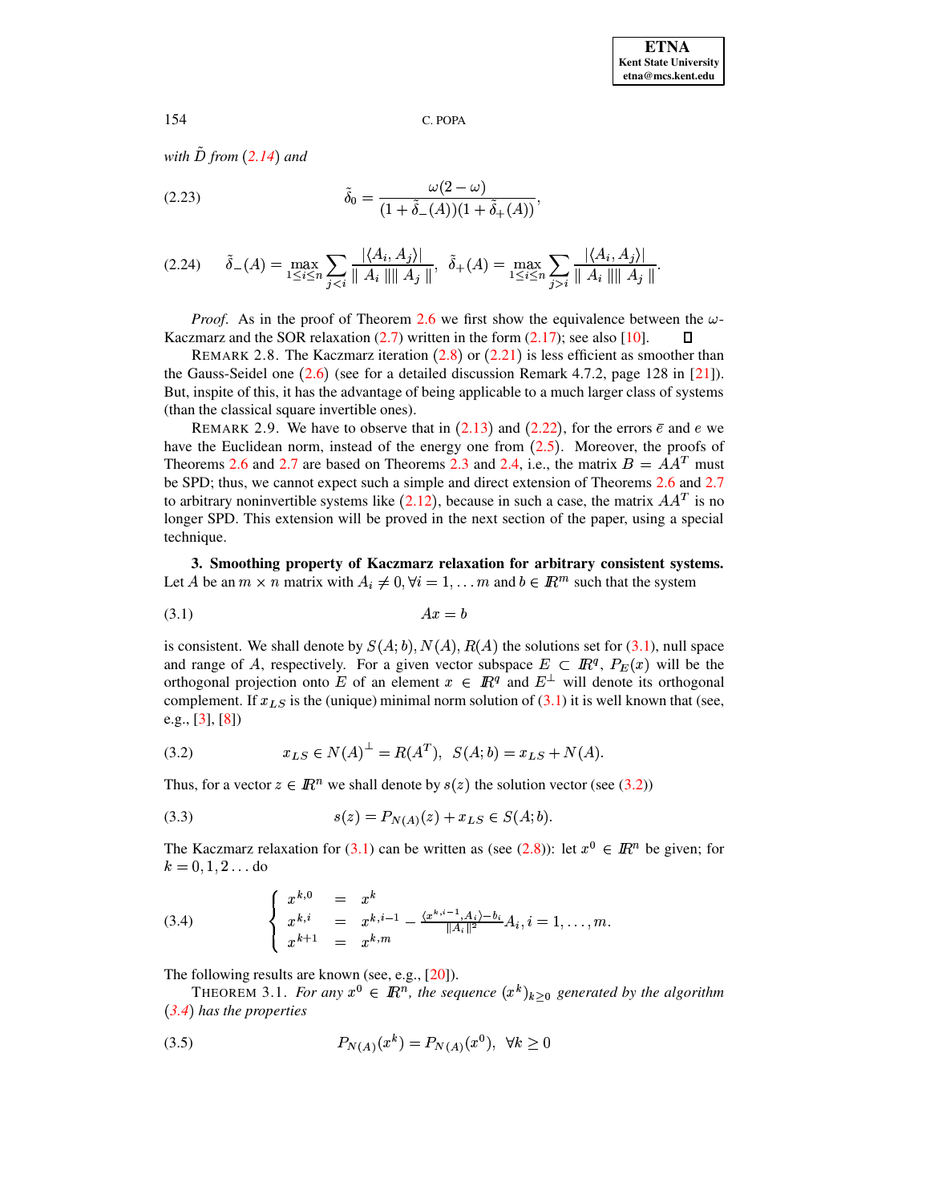*with* $\tilde{D}$ *from* (2.14) *and*

$$\tilde{\delta}_0 = \frac{\omega(2-\omega)}{(1+\tilde{\delta}_-(A))(1+\tilde{\delta}_+(A))}, \tag{2.23}$$

$$\tilde{\delta}_-(A) = \max_{1\le i\le n} \sum_{j<i} \frac{|\langle A_i, A_j\rangle|}{\| A_i \|\| A_j \|}, \;\; \tilde{\delta}_+(A) = \max_{1\le i\le n} \sum_{j>i} \frac{|\langle A_i, A_j\rangle|}{\| A_i \|\| A_j \|}. \tag{2.24}$$

*Proof*. As in the proof of Theorem 2.6 we first show the equivalence between the $\omega$-Kaczmarz and the SOR relaxation (2.7) written in the form (2.17); see also [10]. □

REMARK 2.8. The Kaczmarz iteration (2.8) or (2.21) is less efficient as smoother than the Gauss-Seidel one (2.6) (see for a detailed discussion Remark 4.7.2, page 128 in [21]). But, inspite of this, it has the advantage of being applicable to a much larger class of systems (than the classical square invertible ones).

REMARK 2.9. We have to observe that in (2.13) and (2.22), for the errors $\bar{e}$ and $e$ we have the Euclidean norm, instead of the energy one from (2.5). Moreover, the proofs of Theorems 2.6 and 2.7 are based on Theorems 2.3 and 2.4, i.e., the matrix $B = AA^T$ must be SPD; thus, we cannot expect such a simple and direct extension of Theorems 2.6 and 2.7 to arbitrary noninvertible systems like (2.12), because in such a case, the matrix $AA^T$ is no longer SPD. This extension will be proved in the next section of the paper, using a special technique.

**3. Smoothing property of Kaczmarz relaxation for arbitrary consistent systems.** Let $A$ be an $m \times n$ matrix with $A_i \neq 0, \forall i = 1,\dots m$ and $b \in I\!R^m$ such that the system

$$Ax = b \tag{3.1}$$

is consistent. We shall denote by $S(A;b), N(A), R(A)$ the solutions set for (3.1), null space and range of $A$, respectively. For a given vector subspace $E \subset I\!R^q$, $P_E(x)$ will be the orthogonal projection onto $E$ of an element $x \in I\!R^q$ and $E^{\perp}$ will denote its orthogonal complement. If $x_{LS}$ is the (unique) minimal norm solution of (3.1) it is well known that (see, e.g., [3], [8])

$$x_{LS} \in N(A)^{\perp} = R(A^T), \;\; S(A;b) = x_{LS} + N(A). \tag{3.2}$$

Thus, for a vector $z \in I\!R^n$ we shall denote by $s(z)$ the solution vector (see (3.2))

$$s(z) = P_{N(A)}(z) + x_{LS} \in S(A;b). \tag{3.3}$$

The Kaczmarz relaxation for (3.1) can be written as (see (2.8)): let $x^0 \in I\!R^n$ be given; for $k = 0,1,2\dots$ do

$$\left\{ \begin{array}{lcl} x^{k,0} & = & x^k \\ x^{k,i} & = & x^{k,i-1} - \frac{\langle x^{k,i-1}, A_i\rangle - b_i}{\|A_i\|^2} A_i, i = 1,\dots,m. \\ x^{k+1} & = & x^{k,m} \end{array} \right. \tag{3.4}$$

The following results are known (see, e.g., [20]).

THEOREM 3.1. *For any* $x^0 \in I\!R^n$*, the sequence* $(x^k)_{k\ge 0}$ *generated by the algorithm* (3.4) *has the properties*

$$P_{N(A)}(x^k) = P_{N(A)}(x^0), \;\; \forall k \ge 0 \tag{3.5}$$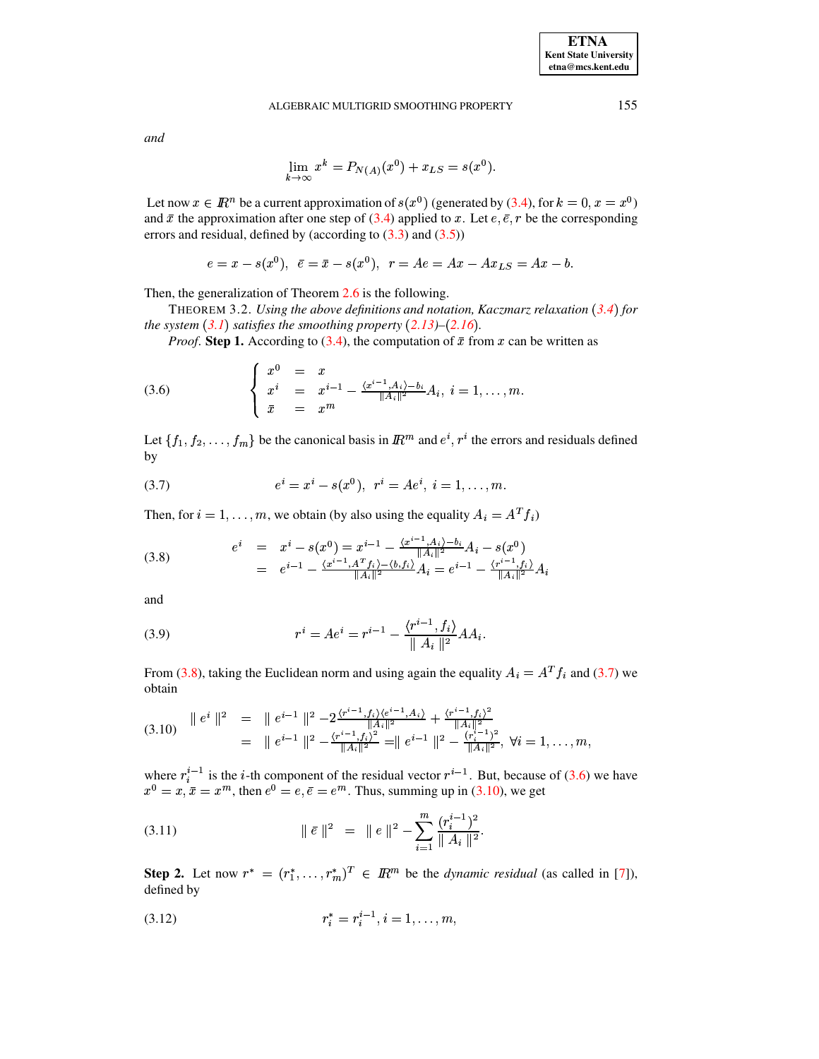*and*

$$\lim_{k\to\infty} x^k = P_{N(A)}(x^0) + x_{LS} = s(x^0).$$

Let now $x \in I\!R^n$ be a current approximation of $s(x^0)$ (generated by (3.4), for $k = 0, x = x^0$) and $\bar{x}$ the approximation after one step of (3.4) applied to $x$. Let $e, \bar{e}, r$ be the corresponding errors and residual, defined by (according to (3.3) and (3.5))

$$e = x - s(x^0),\ \ \bar{e} = \bar{x} - s(x^0),\ \ r = Ae = Ax - Ax_{LS} = Ax - b.$$

Then, the generalization of Theorem 2.6 is the following.

THEOREM 3.2. *Using the above definitions and notation, Kaczmarz relaxation* (3.4) *for the system* (3.1) *satisfies the smoothing property* (2.13)*–*(2.16)*.*

*Proof.* **Step 1.** According to (3.4), the computation of $\bar{x}$ from $x$ can be written as

$$\left\{ \begin{array}{lcl} x^0 & = & x \\ x^i & = & x^{i-1} - \frac{\langle x^{i-1}, A_i\rangle - b_i}{\|A_i\|^2} A_i,\ i = 1, \dots, m. \\ \bar{x} & = & x^m \end{array} \right. \tag{3.6}$$

Let $\{f_1, f_2, \dots, f_m\}$ be the canonical basis in $I\!R^m$ and $e^i, r^i$ the errors and residuals defined by

$$e^i = x^i - s(x^0),\ \ r^i = Ae^i,\ i = 1, \dots, m. \tag{3.7}$$

Then, for $i = 1, \dots, m$, we obtain (by also using the equality $A_i = A^T f_i$)

$$\begin{array}{lcl} e^i & = & x^i - s(x^0) = x^{i-1} - \frac{\langle x^{i-1}, A_i\rangle - b_i}{\|A_i\|^2} A_i - s(x^0) \\ & = & e^{i-1} - \frac{\langle x^{i-1}, A^T f_i\rangle - \langle b, f_i\rangle}{\|A_i\|^2} A_i = e^{i-1} - \frac{\langle r^{i-1}, f_i\rangle}{\|A_i\|^2} A_i \end{array} \tag{3.8}$$

and

$$r^i = Ae^i = r^{i-1} - \frac{\langle r^{i-1}, f_i\rangle}{\parallel A_i \parallel^2} AA_i. \tag{3.9}$$

From (3.8), taking the Euclidean norm and using again the equality $A_i = A^T f_i$ and (3.7) we obtain

$$\begin{array}{lcl} \parallel e^i \parallel^2 & = & \parallel e^{i-1} \parallel^2 - 2\frac{\langle r^{i-1}, f_i\rangle \langle e^{i-1}, A_i\rangle}{\|A_i\|^2} + \frac{\langle r^{i-1}, f_i\rangle^2}{\|A_i\|^2} \\ & = & \parallel e^{i-1} \parallel^2 - \frac{\langle r^{i-1}, f_i\rangle^2}{\|A_i\|^2} = \parallel e^{i-1} \parallel^2 - \frac{(r_i^{i-1})^2}{\|A_i\|^2},\ \forall i = 1, \dots, m, \end{array} \tag{3.10}$$

where $r_i^{i-1}$ is the $i$-th component of the residual vector $r^{i-1}$. But, because of (3.6) we have $x^0 = x, \bar{x} = x^m$, then $e^0 = e, \bar{e} = e^m$. Thus, summing up in (3.10), we get

$$\parallel \bar{e} \parallel^2 \ \ = \ \ \parallel e \parallel^2 - \sum_{i=1}^{m} \frac{(r_i^{i-1})^2}{\parallel A_i \parallel^2}. \tag{3.11}$$

**Step 2.** Let now $r^* = (r_1^*, \dots, r_m^*)^T \in I\!R^m$ be the *dynamic residual* (as called in [7]), defined by

$$r_i^* = r_i^{i-1}, i = 1, \dots, m, \tag{3.12}$$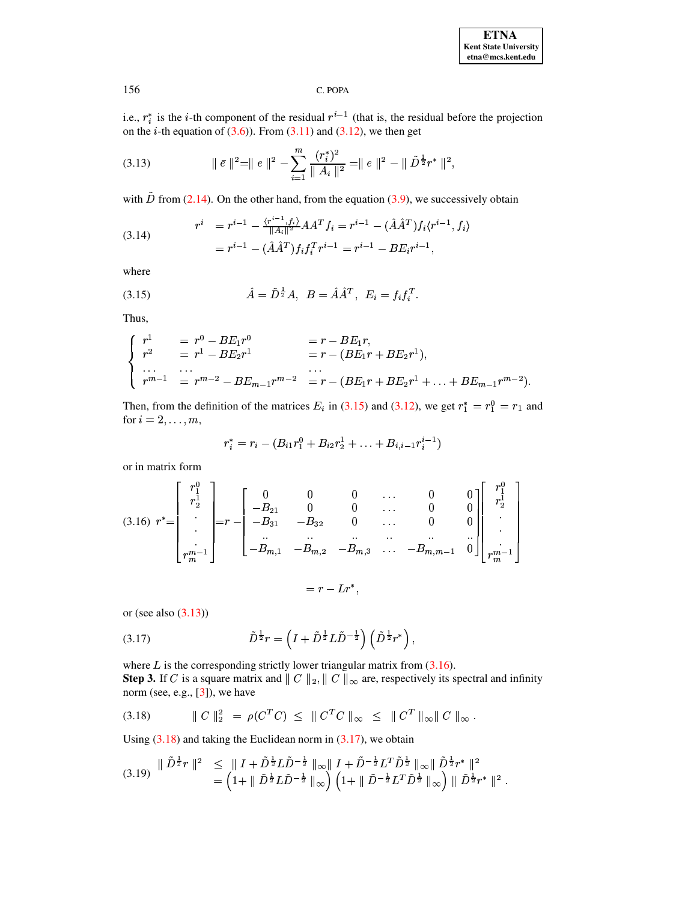i.e., $r_i^*$ is the $i$-th component of the residual $r^{i-1}$ (that is, the residual before the projection on the $i$-th equation of (3.6)). From (3.11) and (3.12), we then get

$$\| \bar{e} \|^2 = \| e \|^2 - \sum_{i=1}^{m} \frac{(r_i^*)^2}{\| A_i \|^2} = \| e \|^2 - \| \tilde{D}^{\frac{1}{2}} r^* \|^2, \tag{3.13}$$

with $\tilde{D}$ from (2.14). On the other hand, from the equation (3.9), we successively obtain

$$\begin{aligned} r^i &= r^{i-1} - \frac{\langle r^{i-1}, f_i \rangle}{\| A_i \|^2} A A^T f_i = r^{i-1} - (\hat{A}\hat{A}^T) f_i \langle r^{i-1}, f_i \rangle \\ &= r^{i-1} - (\hat{A}\hat{A}^T) f_i f_i^T r^{i-1} = r^{i-1} - B E_i r^{i-1}, \end{aligned} \tag{3.14}$$

where

$$\hat{A} = \tilde{D}^{\frac{1}{2}} A, \quad B = \hat{A}\hat{A}^T, \quad E_i = f_i f_i^T. \tag{3.15}$$

Thus,

$$\begin{cases} r^1 & = r^0 - BE_1 r^0 & = r - BE_1 r, \\ r^2 & = r^1 - BE_2 r^1 & = r - (BE_1 r + BE_2 r^1), \\ \ldots & \ldots & \ldots \\ r^{m-1} & = r^{m-2} - BE_{m-1} r^{m-2} & = r - (BE_1 r + BE_2 r^1 + \ldots + BE_{m-1} r^{m-2}). \end{cases}$$

Then, from the definition of the matrices $E_i$ in (3.15) and (3.12), we get $r_1^* = r_1^0 = r_1$ and for $i = 2, \ldots, m$,

$$r_i^* = r_i - (B_{i1} r_1^0 + B_{i2} r_2^1 + \ldots + B_{i,i-1} r_i^{i-1})$$

or in matrix form

$$r^* = \begin{bmatrix} r_1^0 \\ r_2^1 \\ \cdot \\ \cdot \\ \cdot \\ r_m^{m-1} \end{bmatrix} = r - \begin{bmatrix} 0 & 0 & 0 & \ldots & 0 & 0 \\ -B_{21} & 0 & 0 & \ldots & 0 & 0 \\ -B_{31} & -B_{32} & 0 & \ldots & 0 & 0 \\ .. & .. & .. & .. & .. & .. \\ -B_{m,1} & -B_{m,2} & -B_{m,3} & \ldots & -B_{m,m-1} & 0 \end{bmatrix} \begin{bmatrix} r_1^0 \\ r_2^1 \\ \cdot \\ \cdot \\ \cdot \\ r_m^{m-1} \end{bmatrix} \tag{3.16}$$

$$= r - L r^*,$$

or (see also (3.13))

$$\tilde{D}^{\frac{1}{2}} r = \left( I + \tilde{D}^{\frac{1}{2}} L \tilde{D}^{-\frac{1}{2}} \right) \left( \tilde{D}^{\frac{1}{2}} r^* \right), \tag{3.17}$$

where $L$ is the corresponding strictly lower triangular matrix from (3.16).

**Step 3.** If $C$ is a square matrix and $\| C \|_2, \| C \|_\infty$ are, respectively its spectral and infinity norm (see, e.g., [3]), we have

$$\| C \|_2^2 \;=\; \rho(C^T C) \;\leq\; \| C^T C \|_\infty \;\leq\; \| C^T \|_\infty \| C \|_\infty . \tag{3.18}$$

Using (3.18) and taking the Euclidean norm in (3.17), we obtain

$$\begin{aligned} \| \tilde{D}^{\frac{1}{2}} r \|^2 &\leq \| I + \tilde{D}^{\frac{1}{2}} L \tilde{D}^{-\frac{1}{2}} \|_\infty \| I + \tilde{D}^{-\frac{1}{2}} L^T \tilde{D}^{\frac{1}{2}} \|_\infty \| \tilde{D}^{\frac{1}{2}} r^* \|^2 \\ &= \left( 1 + \| \tilde{D}^{\frac{1}{2}} L \tilde{D}^{-\frac{1}{2}} \|_\infty \right) \left( 1 + \| \tilde{D}^{-\frac{1}{2}} L^T \tilde{D}^{\frac{1}{2}} \|_\infty \right) \| \tilde{D}^{\frac{1}{2}} r^* \|^2 . \end{aligned} \tag{3.19}$$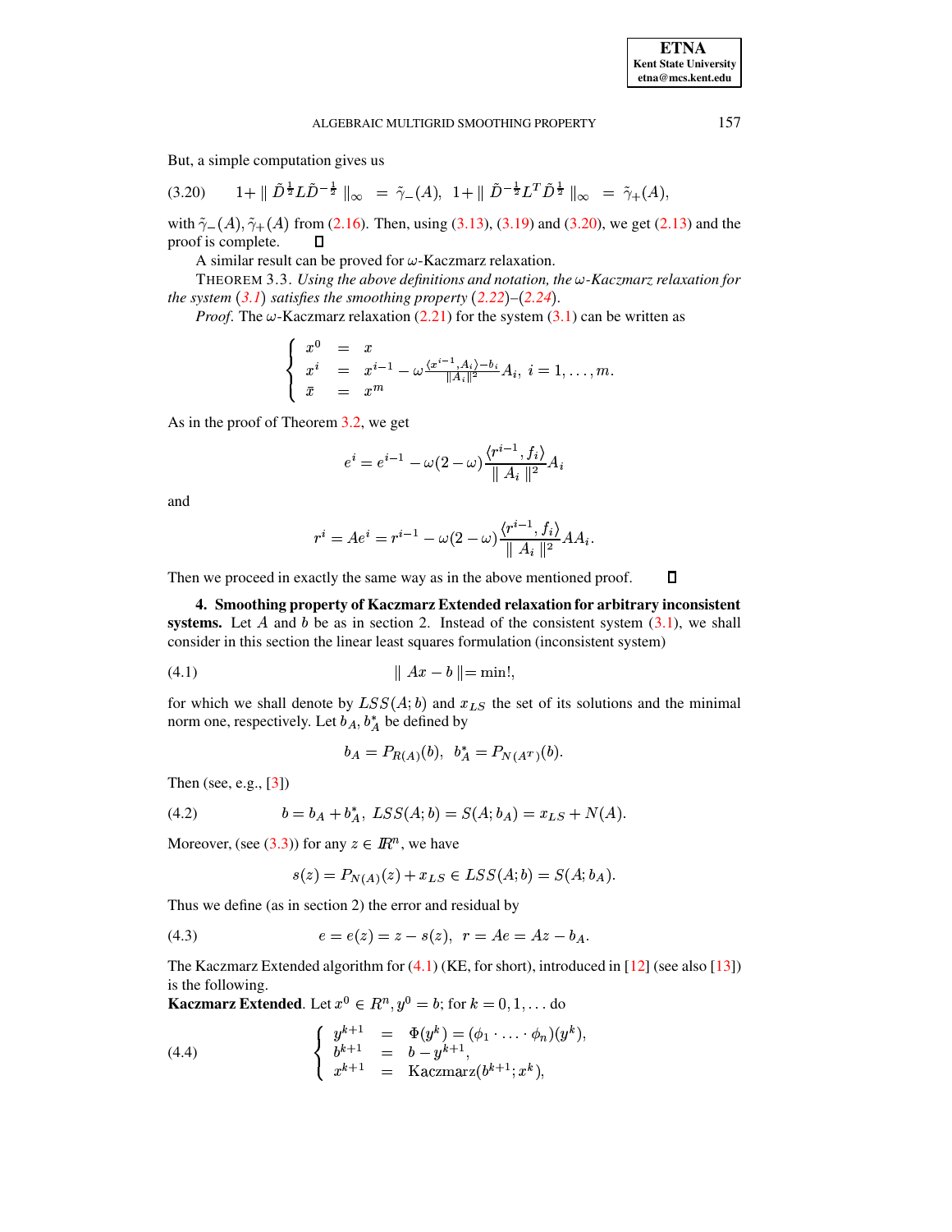But, a simple computation gives us

$$
1+\| \tilde{D}^{\frac{1}{2}} L \tilde{D}^{-\frac{1}{2}} \|_{\infty} = \tilde{\gamma}_{-}(A), \;\; 1+\| \tilde{D}^{-\frac{1}{2}} L^{T} \tilde{D}^{\frac{1}{2}} \|_{\infty} = \tilde{\gamma}_{+}(A), \tag{3.20}
$$

with $\tilde{\gamma}_{-}(A), \tilde{\gamma}_{+}(A)$ from (2.16). Then, using (3.13), (3.19) and (3.20), we get (2.13) and the proof is complete. ☐

A similar result can be proved for $\omega$-Kaczmarz relaxation.

THEOREM 3.3. *Using the above definitions and notation, the $\omega$-Kaczmarz relaxation for the system (3.1) satisfies the smoothing property (2.22)–(2.24).*

*Proof.* The $\omega$-Kaczmarz relaxation (2.21) for the system (3.1) can be written as

$$
\begin{cases} x^0 & = & x \\ x^i & = & x^{i-1} - \omega \frac{\langle x^{i-1}, A_i \rangle - b_i}{\| A_i \|^2} A_i, \;\; i = 1, \ldots, m. \\ \bar{x} & = & x^m \end{cases}
$$

As in the proof of Theorem 3.2, we get

$$
e^i = e^{i-1} - \omega(2-\omega) \frac{\langle r^{i-1}, f_i \rangle}{\| A_i \|^2} A_i
$$

and

$$
r^i = A e^i = r^{i-1} - \omega(2-\omega) \frac{\langle r^{i-1}, f_i \rangle}{\| A_i \|^2} A A_i.
$$

Then we proceed in exactly the same way as in the above mentioned proof. ☐

## 4. Smoothing property of Kaczmarz Extended relaxation for arbitrary inconsistent systems.

Let $A$ and $b$ be as in section 2. Instead of the consistent system (3.1), we shall consider in this section the linear least squares formulation (inconsistent system)

$$
\| Ax - b \| = \min!, \tag{4.1}
$$

for which we shall denote by $LSS(A; b)$ and $x_{LS}$ the set of its solutions and the minimal norm one, respectively. Let $b_A, b_A^*$ be defined by

$$
b_A = P_{R(A)}(b), \;\; b_A^* = P_{N(A^T)}(b).
$$

Then (see, e.g., [3])

$$
b = b_A + b_A^*, \; LSS(A; b) = S(A; b_A) = x_{LS} + N(A). \tag{4.2}
$$

Moreover, (see (3.3)) for any $z \in I\!R^n$, we have

$$
s(z) = P_{N(A)}(z) + x_{LS} \in LSS(A; b) = S(A; b_A).
$$

Thus we define (as in section 2) the error and residual by

$$
e = e(z) = z - s(z), \;\; r = Ae = Az - b_A. \tag{4.3}
$$

The Kaczmarz Extended algorithm for (4.1) (KE, for short), introduced in [12] (see also [13]) is the following.

**Kaczmarz Extended**. Let $x^0 \in R^n, y^0 = b$; for $k = 0, 1, \ldots$ do

$$
\begin{cases} y^{k+1} & = & \Phi(y^k) = (\phi_1 \cdot \ldots \cdot \phi_n)(y^k), \\ b^{k+1} & = & b - y^{k+1}, \\ x^{k+1} & = & \text{Kaczmarz}(b^{k+1}; x^k), \end{cases} \tag{4.4}
$$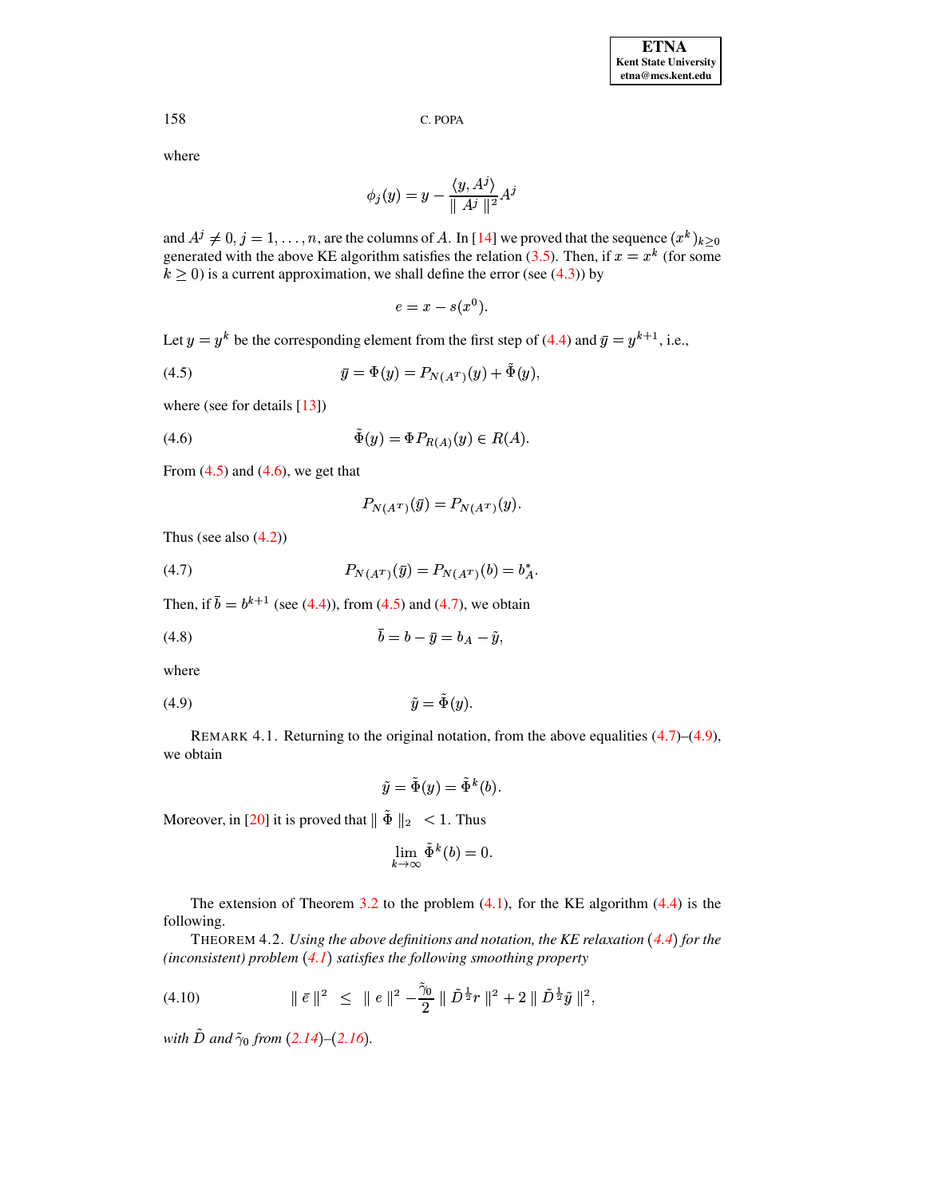where

$$\phi_j(y) = y - \frac{\langle y, A^j \rangle}{\| A^j \|^2} A^j$$

and $A^j \neq 0, j = 1, \ldots, n$, are the columns of $A$. In [14] we proved that the sequence $(x^k)_{k \geq 0}$ generated with the above KE algorithm satisfies the relation (3.5). Then, if $x = x^k$ (for some $k \geq 0$) is a current approximation, we shall define the error (see (4.3)) by

$$e = x - s(x^0).$$

Let $y = y^k$ be the corresponding element from the first step of (4.4) and $\bar{y} = y^{k+1}$, i.e.,

$$\bar{y} = \Phi(y) = P_{N(A^T)}(y) + \tilde{\Phi}(y), \tag{4.5}$$

where (see for details [13])

$$\tilde{\Phi}(y) = \Phi P_{R(A)}(y) \in R(A). \tag{4.6}$$

From (4.5) and (4.6), we get that

$$P_{N(A^T)}(\bar{y}) = P_{N(A^T)}(y).$$

Thus (see also (4.2))

$$P_{N(A^T)}(\bar{y}) = P_{N(A^T)}(b) = b^*_A. \tag{4.7}$$

Then, if $\bar{b} = b^{k+1}$ (see (4.4)), from (4.5) and (4.7), we obtain

$$\bar{b} = b - \bar{y} = b_A - \tilde{y}, \tag{4.8}$$

where

$$\tilde{y} = \tilde{\Phi}(y). \tag{4.9}$$

REMARK 4.1. Returning to the original notation, from the above equalities (4.7)–(4.9), we obtain

$$\tilde{y} = \tilde{\Phi}(y) = \tilde{\Phi}^k(b).$$

Moreover, in [20] it is proved that $\| \tilde{\Phi} \|_2 < 1$. Thus

$$\lim_{k \to \infty} \tilde{\Phi}^k(b) = 0.$$

The extension of Theorem 3.2 to the problem (4.1), for the KE algorithm (4.4) is the following.

THEOREM 4.2. *Using the above definitions and notation, the KE relaxation (4.4) for the (inconsistent) problem (4.1) satisfies the following smoothing property*

$$\| \bar{e} \|^2 \leq \| e \|^2 - \frac{\tilde{\gamma}_0}{2} \| \tilde{D}^{\frac{1}{2}} r \|^2 + 2 \| \tilde{D}^{\frac{1}{2}} \tilde{y} \|^2, \tag{4.10}$$

*with $\tilde{D}$ and $\tilde{\gamma}_0$ from (2.14)–(2.16).*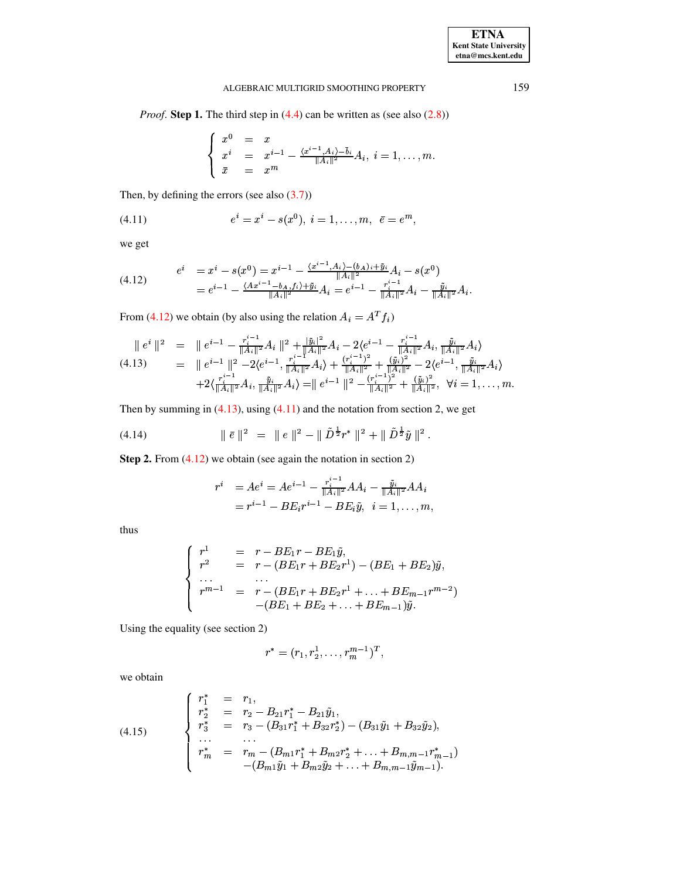*Proof.* **Step 1.** The third step in (4.4) can be written as (see also (2.8))

$$\begin{cases} x^0 &= x \\ x^i &= x^{i-1} - \frac{\langle x^{i-1}, A_i\rangle - \bar{b}_i}{\|A_i\|^2} A_i, \ i = 1, \ldots, m. \\ \bar{x} &= x^m \end{cases}$$

Then, by defining the errors (see also (3.7))

$$e^i = x^i - s(x^0), \ i = 1, \ldots, m, \ \ \bar{e} = e^m, \tag{4.11}$$

we get

$$\begin{aligned} e^i &= x^i - s(x^0) = x^{i-1} - \frac{\langle x^{i-1}, A_i\rangle - (b_A)_i + \tilde{y}_i}{\|A_i\|^2} A_i - s(x^0) \\ &= e^{i-1} - \frac{\langle Ax^{i-1} - b_A, f_i\rangle + \tilde{y}_i}{\|A_i\|^2} A_i = e^{i-1} - \frac{r_i^{i-1}}{\|A_i\|^2} A_i - \frac{\tilde{y}_i}{\|A_i\|^2} A_i. \end{aligned} \tag{4.12}$$

From (4.12) we obtain (by also using the relation $A_i = A^T f_i$)

$$\begin{aligned} \| e^i \|^2 &= \| e^{i-1} - \frac{r_i^{i-1}}{\|A_i\|^2} A_i \|^2 + \frac{|\tilde{y}_i|^2}{\|A_i\|^2} A_i - 2\langle e^{i-1} - \frac{r_i^{i-1}}{\|A_i\|^2} A_i, \frac{\tilde{y}_i}{\|A_i\|^2} A_i\rangle \\ &= \| e^{i-1} \|^2 - 2\langle e^{i-1}, \frac{r_i^{i-1}}{\|A_i\|^2} A_i\rangle + \frac{(r_i^{i-1})^2}{\|A_i\|^2} + \frac{(\tilde{y}_i)^2}{\|A_i\|^2} - 2\langle e^{i-1}, \frac{\tilde{y}_i}{\|A_i\|^2} A_i\rangle \\ &\quad + 2\langle \frac{r_i^{i-1}}{\|A_i\|^2} A_i, \frac{\tilde{y}_i}{\|A_i\|^2} A_i\rangle = \| e^{i-1} \|^2 - \frac{(r_i^{i-1})^2}{\|A_i\|^2} + \frac{(\tilde{y}_i)^2}{\|A_i\|^2}, \ \ \forall i = 1, \ldots, m. \end{aligned} \tag{4.13}$$

Then by summing in (4.13), using (4.11) and the notation from section 2, we get

$$\| \bar{e} \|^2 \ = \ \| e \|^2 - \| \tilde{D}^{\frac{1}{2}} r^* \|^2 + \| \tilde{D}^{\frac{1}{2}} \tilde{y} \|^2 . \tag{4.14}$$

**Step 2.** From (4.12) we obtain (see again the notation in section 2)

$$\begin{aligned} r^i &= Ae^i = Ae^{i-1} - \frac{r_i^{i-1}}{\|A_i\|^2} AA_i - \frac{\tilde{y}_i}{\|A_i\|^2} AA_i \\ &= r^{i-1} - BE_i r^{i-1} - BE_i \tilde{y}, \ \ i = 1, \ldots, m, \end{aligned}$$

thus

$$\begin{cases} r^1 &= r - BE_1 r - BE_1 \tilde{y}, \\ r^2 &= r - (BE_1 r + BE_2 r^1) - (BE_1 + BE_2)\tilde{y}, \\ \ldots & \ldots \\ r^{m-1} &= r - (BE_1 r + BE_2 r^1 + \ldots + BE_{m-1} r^{m-2}) \\ & \quad -(BE_1 + BE_2 + \ldots + BE_{m-1})\tilde{y}. \end{cases}$$

Using the equality (see section 2)

$$r^* = (r_1, r_2^1, \ldots, r_m^{m-1})^T,$$

we obtain

$$\begin{cases} r_1^* &= r_1, \\ r_2^* &= r_2 - B_{21} r_1^* - B_{21}\tilde{y}_1, \\ r_3^* &= r_3 - (B_{31} r_1^* + B_{32} r_2^*) - (B_{31}\tilde{y}_1 + B_{32}\tilde{y}_2), \\ \ldots & \ldots \\ r_m^* &= r_m - (B_{m1} r_1^* + B_{m2} r_2^* + \ldots + B_{m,m-1} r_{m-1}^*) \\ & \quad -(B_{m1}\tilde{y}_1 + B_{m2}\tilde{y}_2 + \ldots + B_{m,m-1}\tilde{y}_{m-1}). \end{cases} \tag{4.15}$$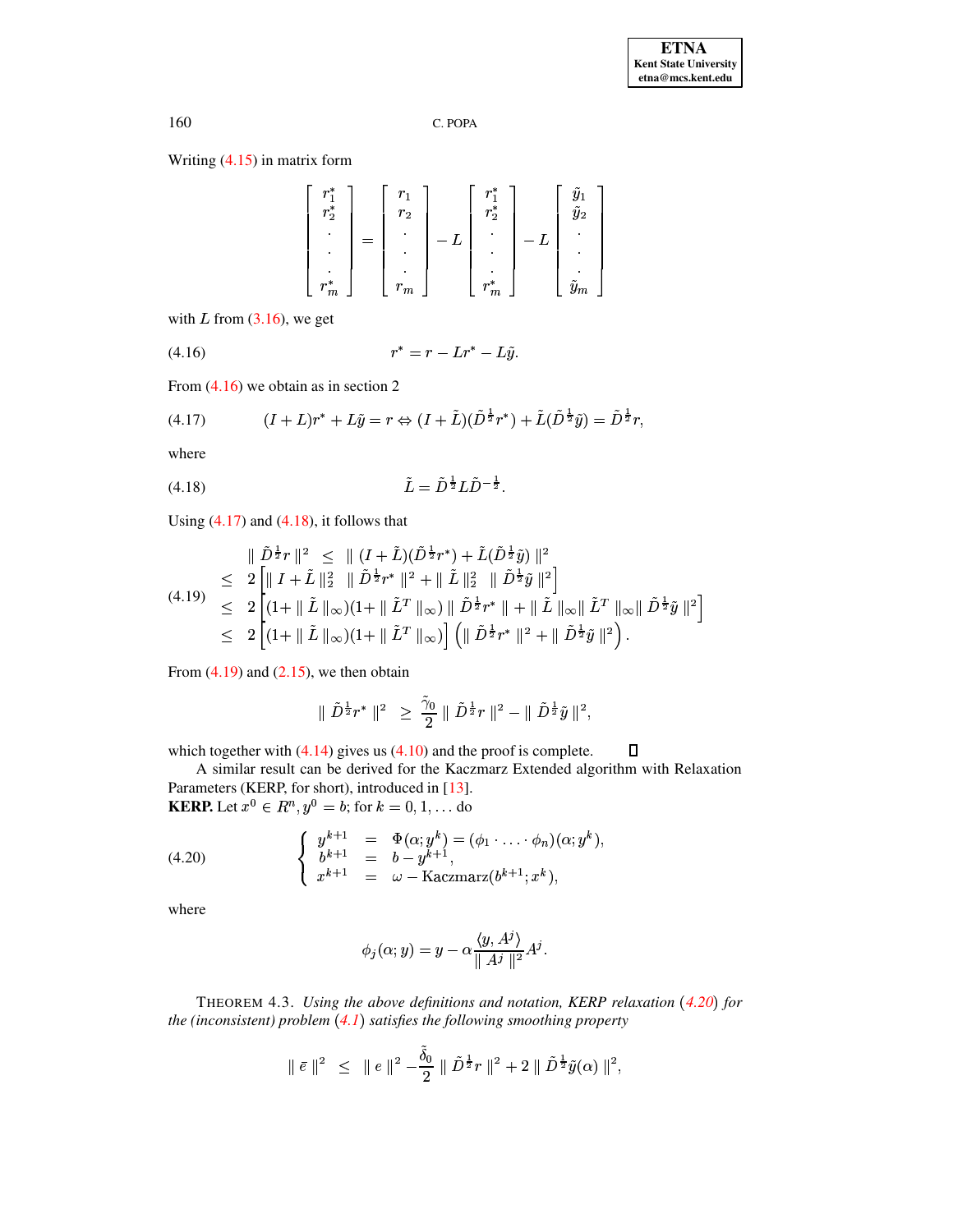Writing (4.15) in matrix form

$$\begin{bmatrix} r_1^* \\ r_2^* \\ \cdot \\ \cdot \\ \cdot \\ r_m^* \end{bmatrix} = \begin{bmatrix} r_1 \\ r_2 \\ \cdot \\ \cdot \\ \cdot \\ r_m \end{bmatrix} - L \begin{bmatrix} r_1^* \\ r_2^* \\ \cdot \\ \cdot \\ \cdot \\ r_m^* \end{bmatrix} - L \begin{bmatrix} \tilde{y}_1 \\ \tilde{y}_2 \\ \cdot \\ \cdot \\ \cdot \\ \tilde{y}_m \end{bmatrix}$$

with $L$ from (3.16), we get

$$r^* = r - Lr^* - L\tilde{y}. \tag{4.16}$$

From (4.16) we obtain as in section 2

$$(I + L)r^* + L\tilde{y} = r \Leftrightarrow (I + \tilde{L})(\tilde{D}^{\frac{1}{2}} r^*) + \tilde{L}(\tilde{D}^{\frac{1}{2}} \tilde{y}) = \tilde{D}^{\frac{1}{2}} r, \tag{4.17}$$

where

$$\tilde{L} = \tilde{D}^{\frac{1}{2}} L \tilde{D}^{-\frac{1}{2}}. \tag{4.18}$$

Using (4.17) and (4.18), it follows that

$$\begin{aligned}
\| \tilde{D}^{\frac{1}{2}} r \|^2 \;&\leq\; \| (I + \tilde{L})(\tilde{D}^{\frac{1}{2}} r^*) + \tilde{L}(\tilde{D}^{\frac{1}{2}} \tilde{y}) \|^2 \\
&\leq\; 2 \left[ \| I + \tilde{L} \|_2^2 \;\; \| \tilde{D}^{\frac{1}{2}} r^* \|^2 + \| \tilde{L} \|_2^2 \;\; \| \tilde{D}^{\frac{1}{2}} \tilde{y} \|^2 \right] \\
&\leq\; 2 \left[ (1 + \| \tilde{L} \|_\infty)(1 + \| \tilde{L}^T \|_\infty) \| \tilde{D}^{\frac{1}{2}} r^* \| + \| \tilde{L} \|_\infty \| \tilde{L}^T \|_\infty \| \tilde{D}^{\frac{1}{2}} \tilde{y} \|^2 \right] \\
&\leq\; 2 \left[ (1 + \| \tilde{L} \|_\infty)(1 + \| \tilde{L}^T \|_\infty) \right] \left( \| \tilde{D}^{\frac{1}{2}} r^* \|^2 + \| \tilde{D}^{\frac{1}{2}} \tilde{y} \|^2 \right).
\end{aligned} \tag{4.19}$$

From (4.19) and (2.15), we then obtain

$$\| \tilde{D}^{\frac{1}{2}} r^* \|^2 \;\geq\; \frac{\tilde{\gamma}_0}{2} \| \tilde{D}^{\frac{1}{2}} r \|^2 - \| \tilde{D}^{\frac{1}{2}} \tilde{y} \|^2,$$

which together with (4.14) gives us (4.10) and the proof is complete. ∎

A similar result can be derived for the Kaczmarz Extended algorithm with Relaxation Parameters (KERP, for short), introduced in [13].

**KERP.** Let $x^0 \in R^n, y^0 = b$; for $k = 0, 1, \ldots$ do

$$\left\{ \begin{array}{lcl} y^{k+1} & = & \Phi(\alpha; y^k) = (\phi_1 \cdot \ldots \cdot \phi_n)(\alpha; y^k), \\ b^{k+1} & = & b - y^{k+1}, \\ x^{k+1} & = & \omega - \text{Kaczmarz}(b^{k+1}; x^k), \end{array} \right. \tag{4.20}$$

where

$$\phi_j(\alpha; y) = y - \alpha \frac{\langle y, A^j \rangle}{\| A^j \|^2} A^j.$$

THEOREM 4.3. *Using the above definitions and notation, KERP relaxation (4.20) for the (inconsistent) problem (4.1) satisfies the following smoothing property*

$$\| \bar{e} \|^2 \;\;\leq\;\; \| e \|^2 - \frac{\tilde{\delta}_0}{2} \| \tilde{D}^{\frac{1}{2}} r \|^2 + 2 \| \tilde{D}^{\frac{1}{2}} \tilde{y}(\alpha) \|^2,$$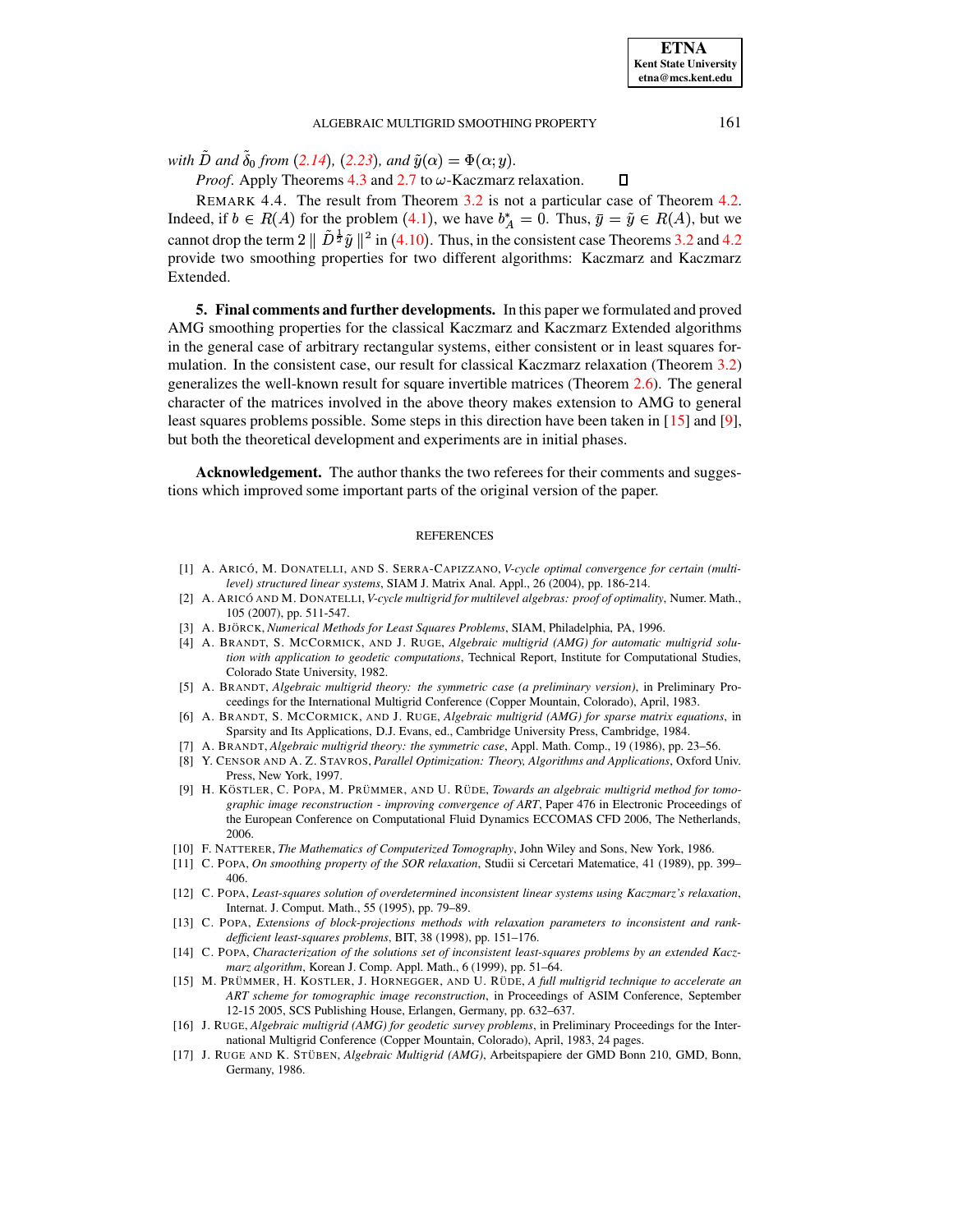*with $\tilde{D}$ and $\tilde{\delta}_0$ from (2.14), (2.23), and $\tilde{y}(\alpha) = \Phi(\alpha; y)$.*

*Proof*. Apply Theorems 4.3 and 2.7 to $\omega$-Kaczmarz relaxation. ◻

REMARK 4.4. The result from Theorem 3.2 is not a particular case of Theorem 4.2. Indeed, if $b \in R(A)$ for the problem (4.1), we have $b_A^* = 0$. Thus, $\bar{y} = \tilde{y} \in R(A)$, but we cannot drop the term $2 \parallel \tilde{D}^{\frac{1}{2}} \tilde{y} \parallel^2$ in (4.10). Thus, in the consistent case Theorems 3.2 and 4.2 provide two smoothing properties for two different algorithms: Kaczmarz and Kaczmarz Extended.

## 5. Final comments and further developments.

In this paper we formulated and proved AMG smoothing properties for the classical Kaczmarz and Kaczmarz Extended algorithms in the general case of arbitrary rectangular systems, either consistent or in least squares formulation. In the consistent case, our result for classical Kaczmarz relaxation (Theorem 3.2) generalizes the well-known result for square invertible matrices (Theorem 2.6). The general character of the matrices involved in the above theory makes extension to AMG to general least squares problems possible. Some steps in this direction have been taken in [15] and [9], but both the theoretical development and experiments are in initial phases.

**Acknowledgement.** The author thanks the two referees for their comments and suggestions which improved some important parts of the original version of the paper.

## REFERENCES

[1] A. ARICÓ, M. DONATELLI, AND S. SERRA-CAPIZZANO, *V-cycle optimal convergence for certain (multilevel) structured linear systems*, SIAM J. Matrix Anal. Appl., 26 (2004), pp. 186-214.

[2] A. ARICÓ AND M. DONATELLI, *V-cycle multigrid for multilevel algebras: proof of optimality*, Numer. Math., 105 (2007), pp. 511-547.

[3] A. BJÖRCK, *Numerical Methods for Least Squares Problems*, SIAM, Philadelphia, PA, 1996.

[4] A. BRANDT, S. MCCORMICK, AND J. RUGE, *Algebraic multigrid (AMG) for automatic multigrid solution with application to geodetic computations*, Technical Report, Institute for Computational Studies, Colorado State University, 1982.

[5] A. BRANDT, *Algebraic multigrid theory: the symmetric case (a preliminary version)*, in Preliminary Proceedings for the International Multigrid Conference (Copper Mountain, Colorado), April, 1983.

[6] A. BRANDT, S. MCCORMICK, AND J. RUGE, *Algebraic multigrid (AMG) for sparse matrix equations*, in Sparsity and Its Applications, D.J. Evans, ed., Cambridge University Press, Cambridge, 1984.

[7] A. BRANDT, *Algebraic multigrid theory: the symmetric case*, Appl. Math. Comp., 19 (1986), pp. 23–56.

[8] Y. CENSOR AND A. Z. STAVROS, *Parallel Optimization: Theory, Algorithms and Applications*, Oxford Univ. Press, New York, 1997.

[9] H. KÖSTLER, C. POPA, M. PRÜMMER, AND U. RÜDE, *Towards an algebraic multigrid method for tomographic image reconstruction - improving convergence of ART*, Paper 476 in Electronic Proceedings of the European Conference on Computational Fluid Dynamics ECCOMAS CFD 2006, The Netherlands, 2006.

[10] F. NATTERER, *The Mathematics of Computerized Tomography*, John Wiley and Sons, New York, 1986.

[11] C. POPA, *On smoothing property of the SOR relaxation*, Studii si Cercetari Matematice, 41 (1989), pp. 399–406.

[12] C. POPA, *Least-squares solution of overdetermined inconsistent linear systems using Kaczmarz's relaxation*, Internat. J. Comput. Math., 55 (1995), pp. 79–89.

[13] C. POPA, *Extensions of block-projections methods with relaxation parameters to inconsistent and rank-defficient least-squares problems*, BIT, 38 (1998), pp. 151–176.

[14] C. POPA, *Characterization of the solutions set of inconsistent least-squares problems by an extended Kaczmarz algorithm*, Korean J. Comp. Appl. Math., 6 (1999), pp. 51–64.

[15] M. PRÜMMER, H. KOSTLER, J. HORNEGGER, AND U. RÜDE, *A full multigrid technique to accelerate an ART scheme for tomographic image reconstruction*, in Proceedings of ASIM Conference, September 12-15 2005, SCS Publishing House, Erlangen, Germany, pp. 632–637.

[16] J. RUGE, *Algebraic multigrid (AMG) for geodetic survey problems*, in Preliminary Proceedings for the International Multigrid Conference (Copper Mountain, Colorado), April, 1983, 24 pages.

[17] J. RUGE AND K. STÜBEN, *Algebraic Multigrid (AMG)*, Arbeitspapiere der GMD Bonn 210, GMD, Bonn, Germany, 1986.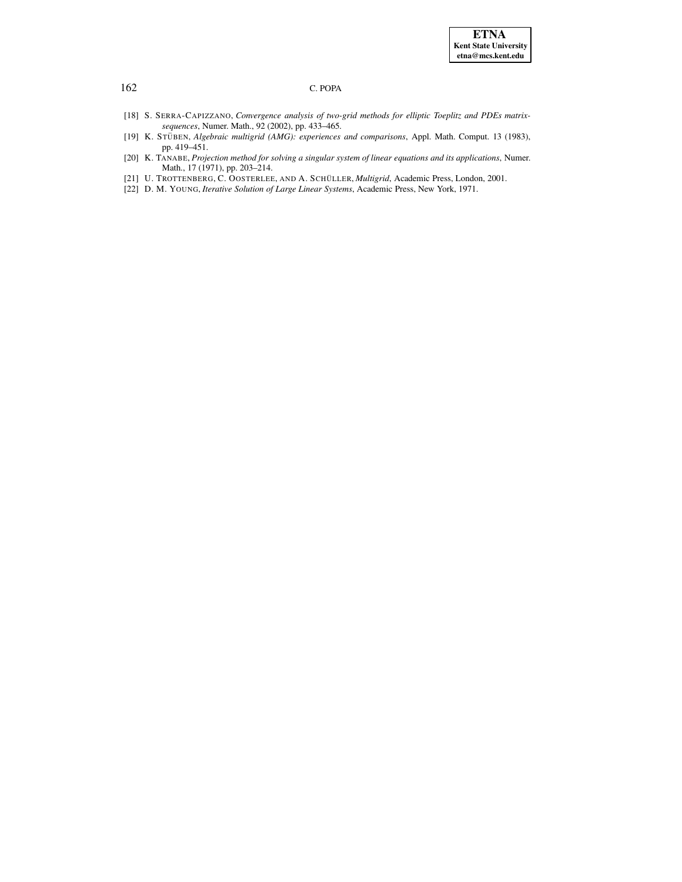[18] S. SERRA-CAPIZZANO, *Convergence analysis of two-grid methods for elliptic Toeplitz and PDEs matrix-sequences*, Numer. Math., 92 (2002), pp. 433–465.

[19] K. STÜBEN, *Algebraic multigrid (AMG): experiences and comparisons*, Appl. Math. Comput. 13 (1983), pp. 419–451.

[20] K. TANABE, *Projection method for solving a singular system of linear equations and its applications*, Numer. Math., 17 (1971), pp. 203–214.

[21] U. TROTTENBERG, C. OOSTERLEE, AND A. SCHÜLLER, *Multigrid*, Academic Press, London, 2001.

[22] D. M. YOUNG, *Iterative Solution of Large Linear Systems*, Academic Press, New York, 1971.